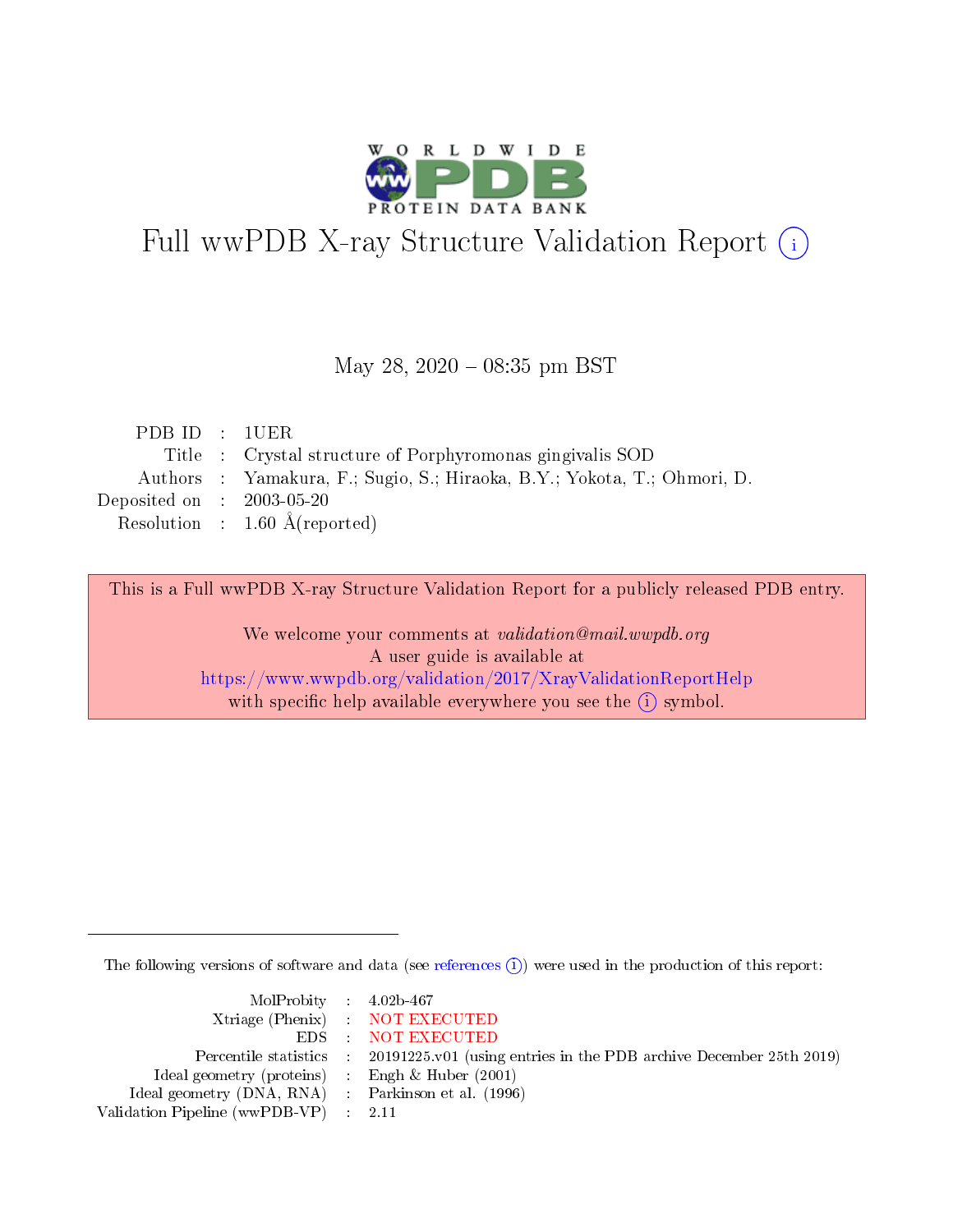# Full wwPDB X-ray Structure Validation Report (i)

May 28, 2020 – 08:35 pm BST

| | | |
|---|---|---|
| PDB ID | : | 1UER |
| Title | : | Crystal structure of Porphyromonas gingivalis SOD |
| Authors | : | Yamakura, F.; Sugio, S.; Hiraoka, B.Y.; Yokota, T.; Ohmori, D. |
| Deposited on | : | 2003-05-20 |
| Resolution | : | 1.60 Å(reported) |

This is a Full wwPDB X-ray Structure Validation Report for a publicly released PDB entry.

We welcome your comments at *validation@mail.wwpdb.org*
A user guide is available at
https://www.wwpdb.org/validation/2017/XrayValidationReportHelp
with specific help available everywhere you see the (i) symbol.

The following versions of software and data (see references (i)) were used in the production of this report:

| | | |
|---|---|---|
| MolProbity | : | 4.02b-467 |
| Xtriage (Phenix) | : | NOT EXECUTED |
| EDS | : | NOT EXECUTED |
| Percentile statistics | : | 20191225.v01 (using entries in the PDB archive December 25th 2019) |
| Ideal geometry (proteins) | : | Engh & Huber (2001) |
| Ideal geometry (DNA, RNA) | : | Parkinson et al. (1996) |
| Validation Pipeline (wwPDB-VP) | : | 2.11 |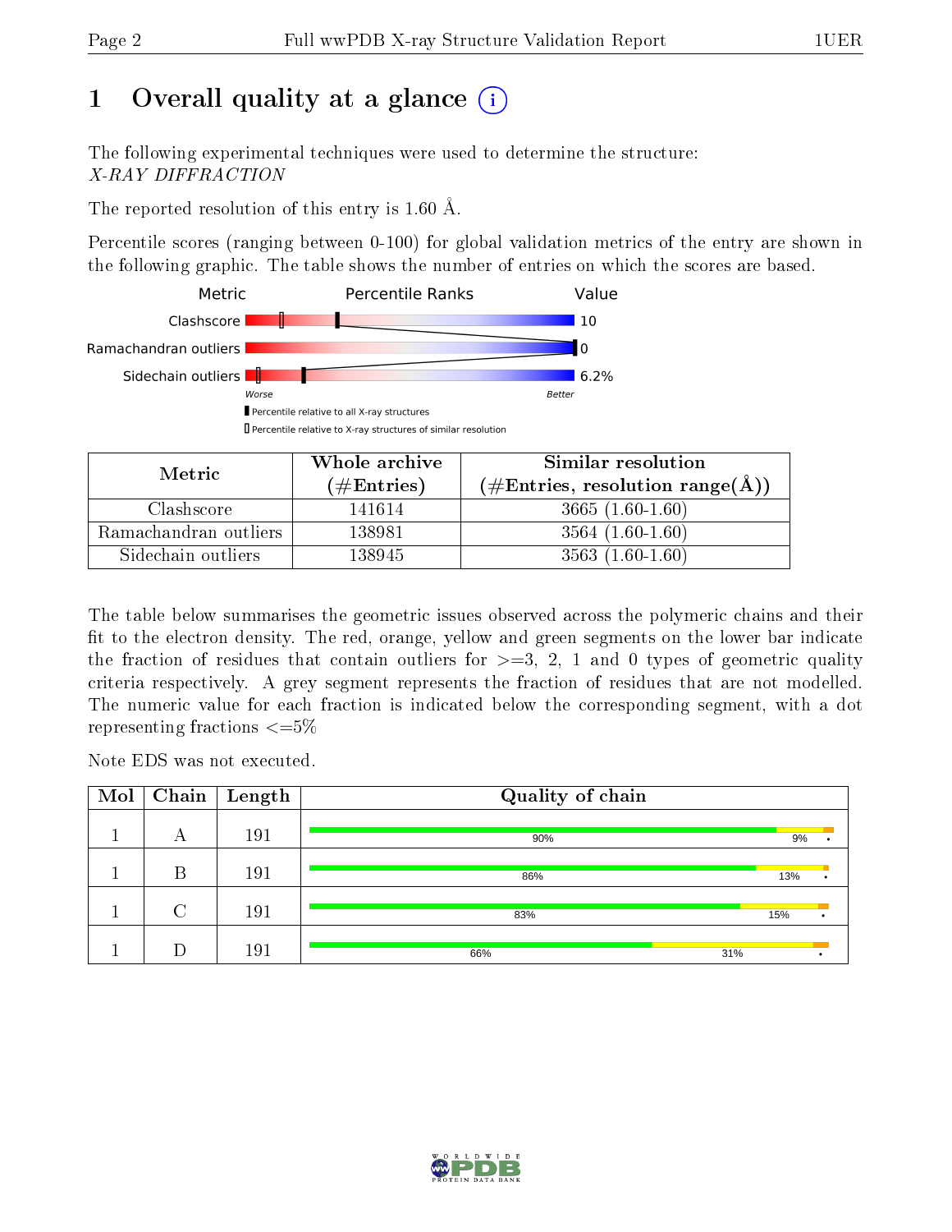# 1 Overall quality at a glance (i)

The following experimental techniques were used to determine the structure:
*X-RAY DIFFRACTION*

The reported resolution of this entry is 1.60 Å.

Percentile scores (ranging between 0-100) for global validation metrics of the entry are shown in the following graphic. The table shows the number of entries on which the scores are based.

| Metric | Value |
|---|---|
| Clashscore | 10 |
| Ramachandran outliers | 0 |
| Sidechain outliers | 6.2% |

| Metric | Whole archive (#Entries) | Similar resolution (#Entries, resolution range(Å)) |
|---|---|---|
| Clashscore | 141614 | 3665 (1.60-1.60) |
| Ramachandran outliers | 138981 | 3564 (1.60-1.60) |
| Sidechain outliers | 138945 | 3563 (1.60-1.60) |

The table below summarises the geometric issues observed across the polymeric chains and their fit to the electron density. The red, orange, yellow and green segments on the lower bar indicate the fraction of residues that contain outliers for >=3, 2, 1 and 0 types of geometric quality criteria respectively. A grey segment represents the fraction of residues that are not modelled. The numeric value for each fraction is indicated below the corresponding segment, with a dot representing fractions <=5%

Note EDS was not executed.

| Mol | Chain | Length | Quality of chain |
|---|---|---|---|
| 1 | A | 191 | 90% 9% • |
| 1 | B | 191 | 86% 13% • |
| 1 | C | 191 | 83% 15% • |
| 1 | D | 191 | 66% 31% • |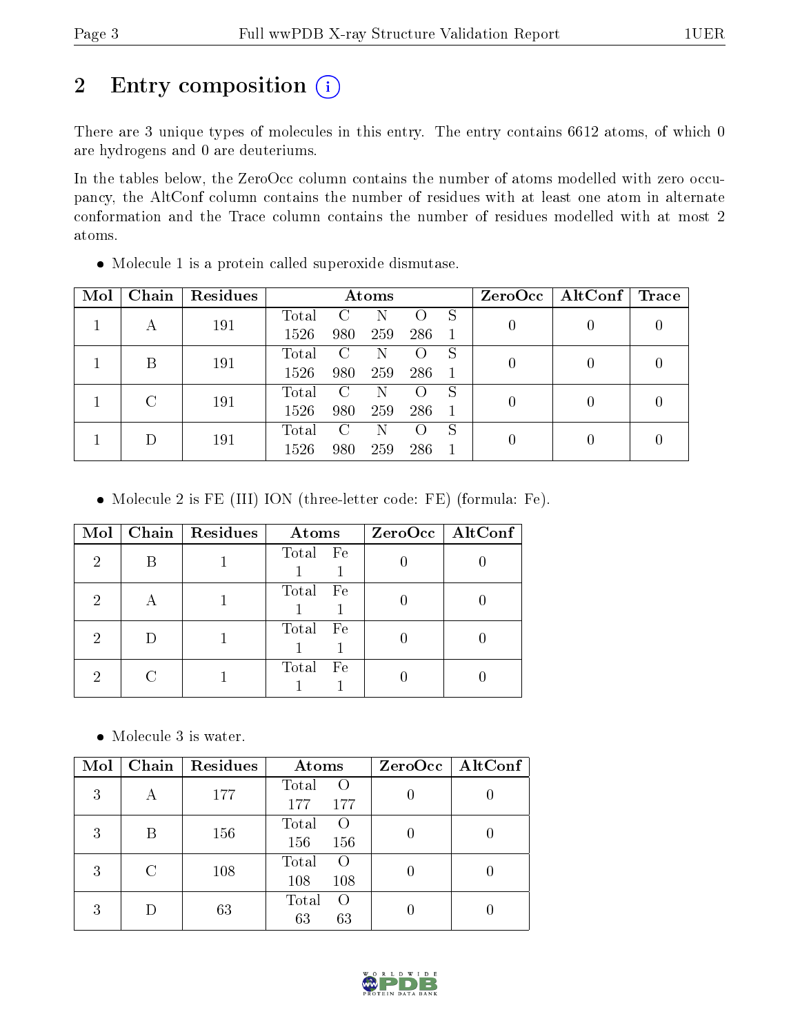# 2 Entry composition (i)

There are 3 unique types of molecules in this entry. The entry contains 6612 atoms, of which 0 are hydrogens and 0 are deuteriums.

In the tables below, the ZeroOcc column contains the number of atoms modelled with zero occupancy, the AltConf column contains the number of residues with at least one atom in alternate conformation and the Trace column contains the number of residues modelled with at most 2 atoms.

- Molecule 1 is a protein called superoxide dismutase.

| Mol | Chain | Residues | Atoms | | | | | ZeroOcc | AltConf | Trace |
|---|---|---|---|---|---|---|---|---|---|---|
| 1 | A | 191 | Total 1526 | C 980 | N 259 | O 286 | S 1 | 0 | 0 | 0 |
| 1 | B | 191 | Total 1526 | C 980 | N 259 | O 286 | S 1 | 0 | 0 | 0 |
| 1 | C | 191 | Total 1526 | C 980 | N 259 | O 286 | S 1 | 0 | 0 | 0 |
| 1 | D | 191 | Total 1526 | C 980 | N 259 | O 286 | S 1 | 0 | 0 | 0 |

- Molecule 2 is FE (III) ION (three-letter code: FE) (formula: Fe).

| Mol | Chain | Residues | Atoms | | ZeroOcc | AltConf |
|---|---|---|---|---|---|---|
| 2 | B | 1 | Total 1 | Fe 1 | 0 | 0 |
| 2 | A | 1 | Total 1 | Fe 1 | 0 | 0 |
| 2 | D | 1 | Total 1 | Fe 1 | 0 | 0 |
| 2 | C | 1 | Total 1 | Fe 1 | 0 | 0 |

- Molecule 3 is water.

| Mol | Chain | Residues | Atoms | | ZeroOcc | AltConf |
|---|---|---|---|---|---|---|
| 3 | A | 177 | Total 177 | O 177 | 0 | 0 |
| 3 | B | 156 | Total 156 | O 156 | 0 | 0 |
| 3 | C | 108 | Total 108 | O 108 | 0 | 0 |
| 3 | D | 63 | Total 63 | O 63 | 0 | 0 |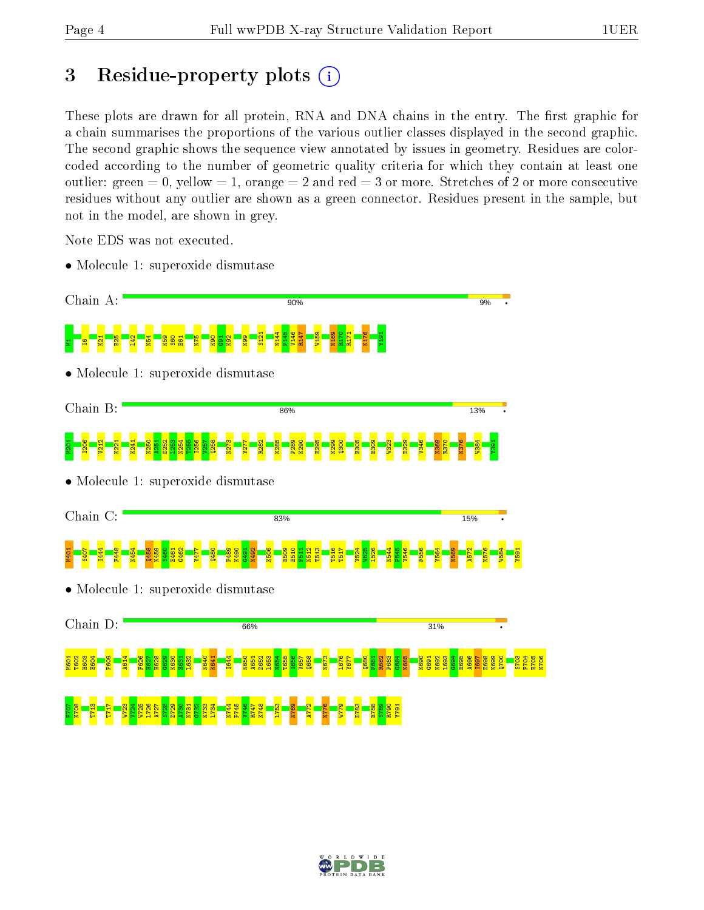# 3 Residue-property plots

These plots are drawn for all protein, RNA and DNA chains in the entry. The first graphic for a chain summarises the proportions of the various outlier classes displayed in the second graphic. The second graphic shows the sequence view annotated by issues in geometry. Residues are color-coded according to the number of geometric quality criteria for which they contain at least one outlier: green = 0, yellow = 1, orange = 2 and red = 3 or more. Stretches of 2 or more consecutive residues without any outlier are shown as a green connector. Residues present in the sample, but not in the model, are shown in grey.

Note EDS was not executed.

- Molecule 1: superoxide dismutase

Chain A: 90% 9% •

M1 I6 K21 E25 I42 N54 K59 S60 H61 N75 K90 G91 K92 K99 S121 N144 P145 V146 R147 W159 N169 R170 R171 K176 Y191

- Molecule 1: superoxide dismutase

Chain B: 86% 13% •

M201 I206 V212 K221 K241 N250 A251 D252 L253 N254 T255 I256 V257 Q258 N273 Y277 R282 K285 P289 K290 E295 K299 Q300 E305 E309 W323 D329 V346 N369 R370 K376 W384 Y391

- Molecule 1: superoxide dismutase

Chain C: 83% 15% •

M401 S407 I444 F448 N454 Q458 K459 S460 H461 G462 Y477 Q480 P489 K490 G491 K492 K506 E509 E510 F511 N512 T513 T516 T517 V524 W525 L526 N544 P545 V546 F556 Y564 N569 A572 K576 W584 Y591

- Molecule 1: superoxide dismutase

Chain D: 66% 31% •

M601 T602 H603 E604 P609 A614 F626 H627 H628 G629 K630 H631 L632 N640 K641 I644 N650 A651 D652 L653 N654 T655 I656 V657 Q658 N673 L676 Y677 Q680 F681 R682 P683 G684 K685 K690 G691 K692 L693 G694 E695 A696 I697 D698 K699 Q700 S703 F704 E705 K706 F707 K708 T713 T717 W723 V724 W725 L726 A727 S728 D729 A730 N731 G732 K733 L734 N744 P745 V746 R747 K748 L753 N769 A772 K776 W779 D783 E788 S789 R790 Y791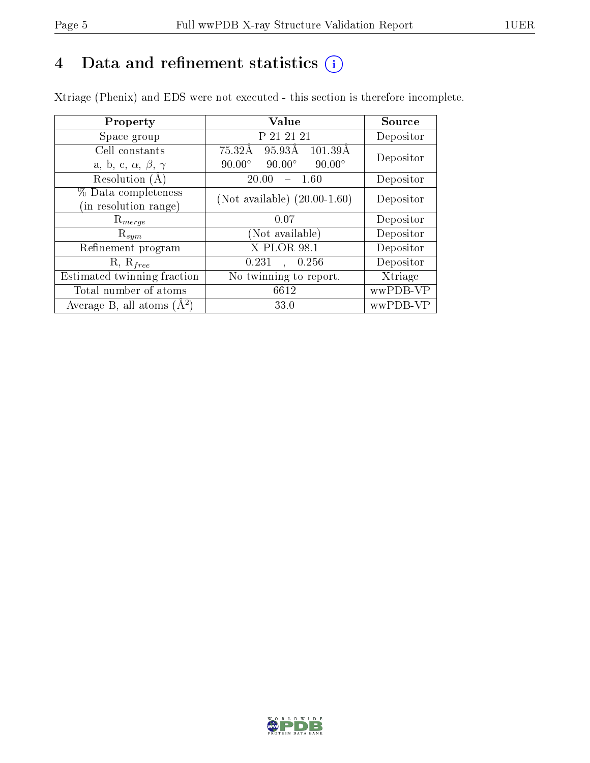# 4 Data and refinement statistics (i)

Xtriage (Phenix) and EDS were not executed - this section is therefore incomplete.

| Property | Value | Source |
|---|---|---|
| Space group | P 21 21 21 | Depositor |
| Cell constants<br>a, b, c, $\alpha$, $\beta$, $\gamma$ | 75.32Å 95.93Å 101.39Å<br>90.00° 90.00° 90.00° | Depositor |
| Resolution (Å) | 20.00 – 1.60 | Depositor |
| % Data completeness<br>(in resolution range) | (Not available) (20.00-1.60) | Depositor |
| $R_{merge}$ | 0.07 | Depositor |
| $R_{sym}$ | (Not available) | Depositor |
| Refinement program | X-PLOR 98.1 | Depositor |
| R, $R_{free}$ | 0.231 , 0.256 | Depositor |
| Estimated twinning fraction | No twinning to report. | Xtriage |
| Total number of atoms | 6612 | wwPDB-VP |
| Average B, all atoms (Å$^2$) | 33.0 | wwPDB-VP |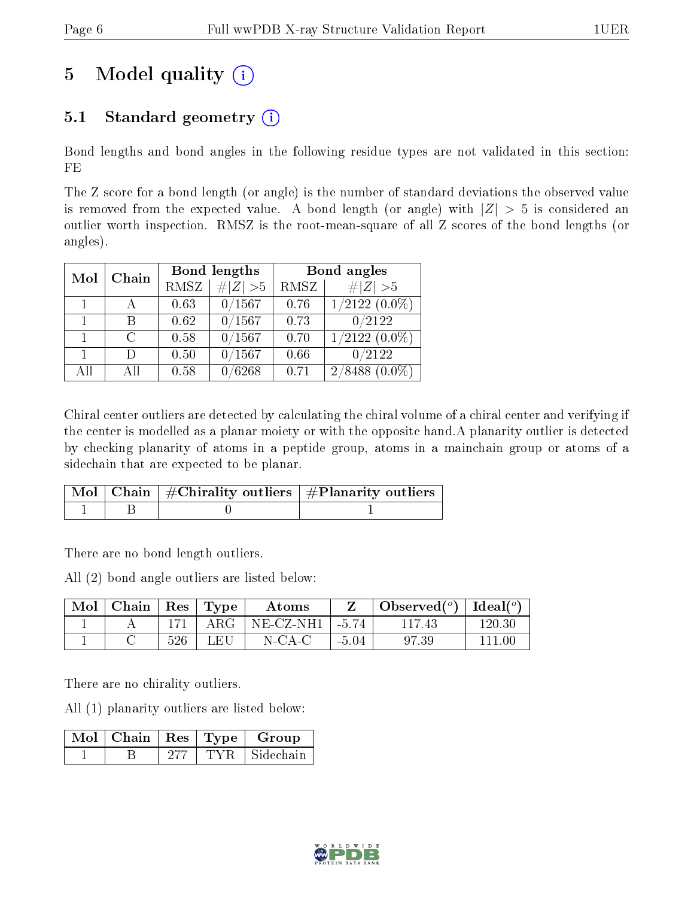# 5 Model quality (i)

## 5.1 Standard geometry (i)

Bond lengths and bond angles in the following residue types are not validated in this section: FE

The Z score for a bond length (or angle) is the number of standard deviations the observed value is removed from the expected value. A bond length (or angle) with $|Z| > 5$ is considered an outlier worth inspection. RMSZ is the root-mean-square of all Z scores of the bond lengths (or angles).

| Mol | Chain | Bond lengths | | Bond angles | |
|---|---|---|---|---|---|
| | | RMSZ | #\|Z\| >5 | RMSZ | #\|Z\| >5 |
| 1 | A | 0.63 | 0/1567 | 0.76 | 1/2122 (0.0%) |
| 1 | B | 0.62 | 0/1567 | 0.73 | 0/2122 |
| 1 | C | 0.58 | 0/1567 | 0.70 | 1/2122 (0.0%) |
| 1 | D | 0.50 | 0/1567 | 0.66 | 0/2122 |
| All | All | 0.58 | 0/6268 | 0.71 | 2/8488 (0.0%) |

Chiral center outliers are detected by calculating the chiral volume of a chiral center and verifying if the center is modelled as a planar moiety or with the opposite hand.A planarity outlier is detected by checking planarity of atoms in a peptide group, atoms in a mainchain group or atoms of a sidechain that are expected to be planar.

| Mol | Chain | #Chirality outliers | #Planarity outliers |
|---|---|---|---|
| 1 | B | 0 | 1 |

There are no bond length outliers.

All (2) bond angle outliers are listed below:

| Mol | Chain | Res | Type | Atoms | Z | Observed(°) | Ideal(°) |
|---|---|---|---|---|---|---|---|
| 1 | A | 171 | ARG | NE-CZ-NH1 | -5.74 | 117.43 | 120.30 |
| 1 | C | 526 | LEU | N-CA-C | -5.04 | 97.39 | 111.00 |

There are no chirality outliers.

All (1) planarity outliers are listed below:

| Mol | Chain | Res | Type | Group |
|---|---|---|---|---|
| 1 | B | 277 | TYR | Sidechain |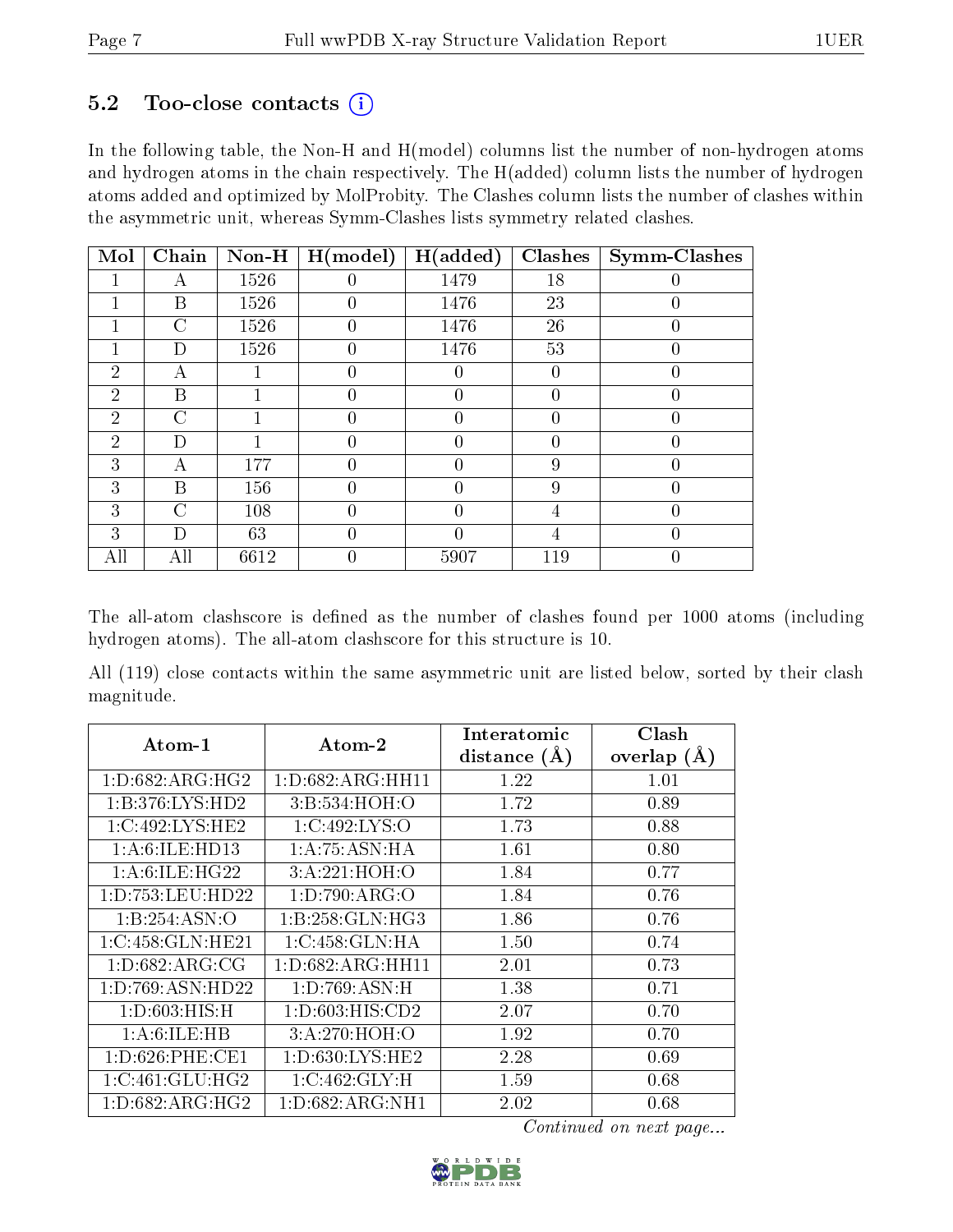### 5.2 Too-close contacts (i)

In the following table, the Non-H and H(model) columns list the number of non-hydrogen atoms and hydrogen atoms in the chain respectively. The H(added) column lists the number of hydrogen atoms added and optimized by MolProbity. The Clashes column lists the number of clashes within the asymmetric unit, whereas Symm-Clashes lists symmetry related clashes.

| Mol | Chain | Non-H | H(model) | H(added) | Clashes | Symm-Clashes |
|---|---|---|---|---|---|---|
| 1 | A | 1526 | 0 | 1479 | 18 | 0 |
| 1 | B | 1526 | 0 | 1476 | 23 | 0 |
| 1 | C | 1526 | 0 | 1476 | 26 | 0 |
| 1 | D | 1526 | 0 | 1476 | 53 | 0 |
| 2 | A | 1 | 0 | 0 | 0 | 0 |
| 2 | B | 1 | 0 | 0 | 0 | 0 |
| 2 | C | 1 | 0 | 0 | 0 | 0 |
| 2 | D | 1 | 0 | 0 | 0 | 0 |
| 3 | A | 177 | 0 | 0 | 9 | 0 |
| 3 | B | 156 | 0 | 0 | 9 | 0 |
| 3 | C | 108 | 0 | 0 | 4 | 0 |
| 3 | D | 63 | 0 | 0 | 4 | 0 |
| All | All | 6612 | 0 | 5907 | 119 | 0 |

The all-atom clashscore is defined as the number of clashes found per 1000 atoms (including hydrogen atoms). The all-atom clashscore for this structure is 10.

All (119) close contacts within the same asymmetric unit are listed below, sorted by their clash magnitude.

| Atom-1 | Atom-2 | Interatomic distance (Å) | Clash overlap (Å) |
|---|---|---|---|
| 1:D:682:ARG:HG2 | 1:D:682:ARG:HH11 | 1.22 | 1.01 |
| 1:B:376:LYS:HD2 | 3:B:534:HOH:O | 1.72 | 0.89 |
| 1:C:492:LYS:HE2 | 1:C:492:LYS:O | 1.73 | 0.88 |
| 1:A:6:ILE:HD13 | 1:A:75:ASN:HA | 1.61 | 0.80 |
| 1:A:6:ILE:HG22 | 3:A:221:HOH:O | 1.84 | 0.77 |
| 1:D:753:LEU:HD22 | 1:D:790:ARG:O | 1.84 | 0.76 |
| 1:B:254:ASN:O | 1:B:258:GLN:HG3 | 1.86 | 0.76 |
| 1:C:458:GLN:HE21 | 1:C:458:GLN:HA | 1.50 | 0.74 |
| 1:D:682:ARG:CG | 1:D:682:ARG:HH11 | 2.01 | 0.73 |
| 1:D:769:ASN:HD22 | 1:D:769:ASN:H | 1.38 | 0.71 |
| 1:D:603:HIS:H | 1:D:603:HIS:CD2 | 2.07 | 0.70 |
| 1:A:6:ILE:HB | 3:A:270:HOH:O | 1.92 | 0.70 |
| 1:D:626:PHE:CE1 | 1:D:630:LYS:HE2 | 2.28 | 0.69 |
| 1:C:461:GLU:HG2 | 1:C:462:GLY:H | 1.59 | 0.68 |
| 1:D:682:ARG:HG2 | 1:D:682:ARG:NH1 | 2.02 | 0.68 |

*Continued on next page...*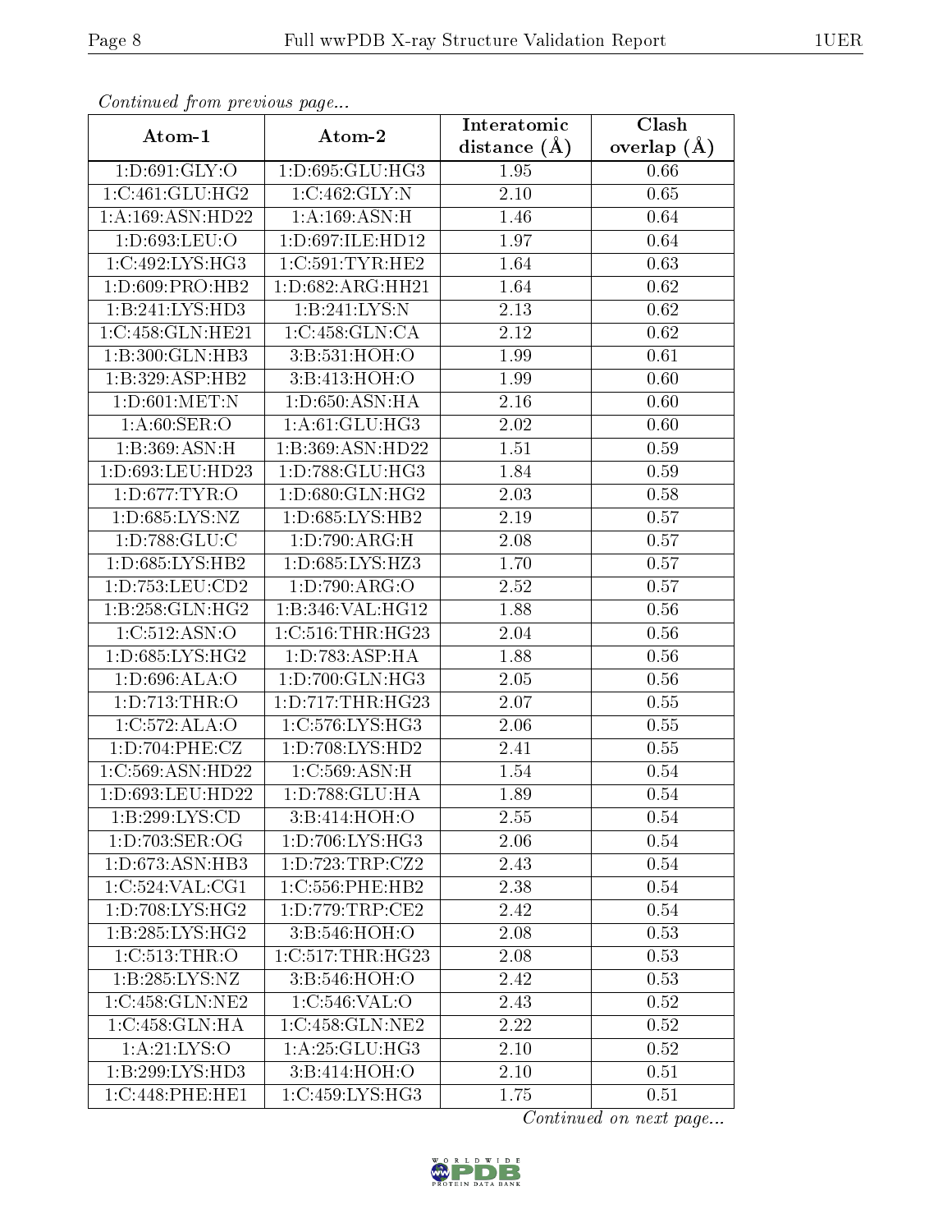*Continued from previous page...*

| Atom-1 | Atom-2 | Interatomic distance (Å) | Clash overlap (Å) |
|---|---|---|---|
| 1:D:691:GLY:O | 1:D:695:GLU:HG3 | 1.95 | 0.66 |
| 1:C:461:GLU:HG2 | 1:C:462:GLY:N | 2.10 | 0.65 |
| 1:A:169:ASN:HD22 | 1:A:169:ASN:H | 1.46 | 0.64 |
| 1:D:693:LEU:O | 1:D:697:ILE:HD12 | 1.97 | 0.64 |
| 1:C:492:LYS:HG3 | 1:C:591:TYR:HE2 | 1.64 | 0.63 |
| 1:D:609:PRO:HB2 | 1:D:682:ARG:HH21 | 1.64 | 0.62 |
| 1:B:241:LYS:HD3 | 1:B:241:LYS:N | 2.13 | 0.62 |
| 1:C:458:GLN:HE21 | 1:C:458:GLN:CA | 2.12 | 0.62 |
| 1:B:300:GLN:HB3 | 3:B:531:HOH:O | 1.99 | 0.61 |
| 1:B:329:ASP:HB2 | 3:B:413:HOH:O | 1.99 | 0.60 |
| 1:D:601:MET:N | 1:D:650:ASN:HA | 2.16 | 0.60 |
| 1:A:60:SER:O | 1:A:61:GLU:HG3 | 2.02 | 0.60 |
| 1:B:369:ASN:H | 1:B:369:ASN:HD22 | 1.51 | 0.59 |
| 1:D:693:LEU:HD23 | 1:D:788:GLU:HG3 | 1.84 | 0.59 |
| 1:D:677:TYR:O | 1:D:680:GLN:HG2 | 2.03 | 0.58 |
| 1:D:685:LYS:NZ | 1:D:685:LYS:HB2 | 2.19 | 0.57 |
| 1:D:788:GLU:C | 1:D:790:ARG:H | 2.08 | 0.57 |
| 1:D:685:LYS:HB2 | 1:D:685:LYS:HZ3 | 1.70 | 0.57 |
| 1:D:753:LEU:CD2 | 1:D:790:ARG:O | 2.52 | 0.57 |
| 1:B:258:GLN:HG2 | 1:B:346:VAL:HG12 | 1.88 | 0.56 |
| 1:C:512:ASN:O | 1:C:516:THR:HG23 | 2.04 | 0.56 |
| 1:D:685:LYS:HG2 | 1:D:783:ASP:HA | 1.88 | 0.56 |
| 1:D:696:ALA:O | 1:D:700:GLN:HG3 | 2.05 | 0.56 |
| 1:D:713:THR:O | 1:D:717:THR:HG23 | 2.07 | 0.55 |
| 1:C:572:ALA:O | 1:C:576:LYS:HG3 | 2.06 | 0.55 |
| 1:D:704:PHE:CZ | 1:D:708:LYS:HD2 | 2.41 | 0.55 |
| 1:C:569:ASN:HD22 | 1:C:569:ASN:H | 1.54 | 0.54 |
| 1:D:693:LEU:HD22 | 1:D:788:GLU:HA | 1.89 | 0.54 |
| 1:B:299:LYS:CD | 3:B:414:HOH:O | 2.55 | 0.54 |
| 1:D:703:SER:OG | 1:D:706:LYS:HG3 | 2.06 | 0.54 |
| 1:D:673:ASN:HB3 | 1:D:723:TRP:CZ2 | 2.43 | 0.54 |
| 1:C:524:VAL:CG1 | 1:C:556:PHE:HB2 | 2.38 | 0.54 |
| 1:D:708:LYS:HG2 | 1:D:779:TRP:CE2 | 2.42 | 0.54 |
| 1:B:285:LYS:HG2 | 3:B:546:HOH:O | 2.08 | 0.53 |
| 1:C:513:THR:O | 1:C:517:THR:HG23 | 2.08 | 0.53 |
| 1:B:285:LYS:NZ | 3:B:546:HOH:O | 2.42 | 0.53 |
| 1:C:458:GLN:NE2 | 1:C:546:VAL:O | 2.43 | 0.52 |
| 1:C:458:GLN:HA | 1:C:458:GLN:NE2 | 2.22 | 0.52 |
| 1:A:21:LYS:O | 1:A:25:GLU:HG3 | 2.10 | 0.52 |
| 1:B:299:LYS:HD3 | 3:B:414:HOH:O | 2.10 | 0.51 |
| 1:C:448:PHE:HE1 | 1:C:459:LYS:HG3 | 1.75 | 0.51 |

*Continued on next page...*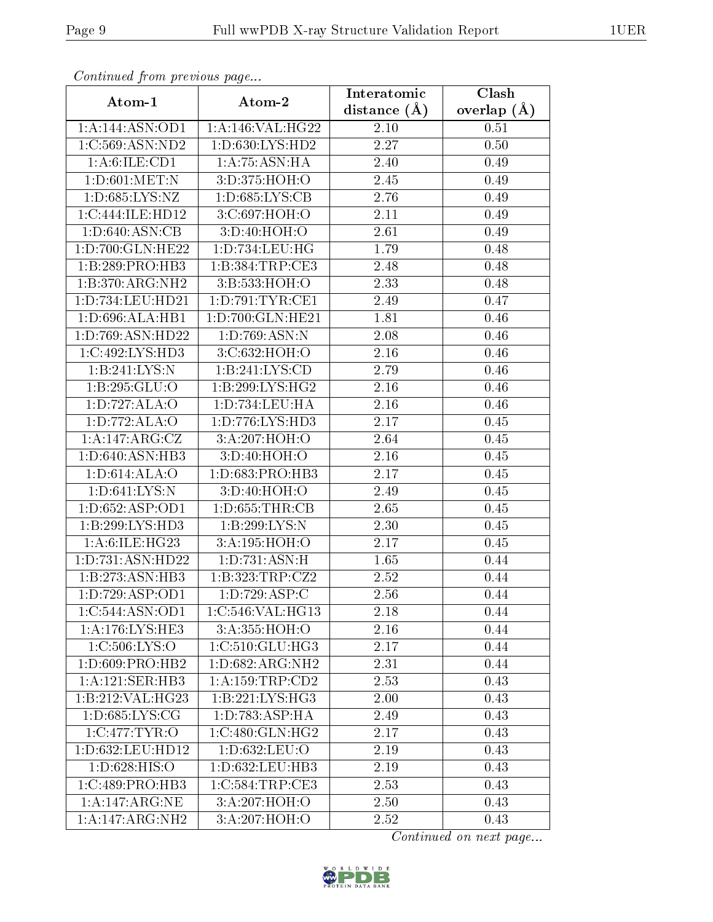*Continued from previous page...*

| Atom-1 | Atom-2 | Interatomic distance (Å) | Clash overlap (Å) |
|---|---|---|---|
| 1:A:144:ASN:OD1 | 1:A:146:VAL:HG22 | 2.10 | 0.51 |
| 1:C:569:ASN:ND2 | 1:D:630:LYS:HD2 | 2.27 | 0.50 |
| 1:A:6:ILE:CD1 | 1:A:75:ASN:HA | 2.40 | 0.49 |
| 1:D:601:MET:N | 3:D:375:HOH:O | 2.45 | 0.49 |
| 1:D:685:LYS:NZ | 1:D:685:LYS:CB | 2.76 | 0.49 |
| 1:C:444:ILE:HD12 | 3:C:697:HOH:O | 2.11 | 0.49 |
| 1:D:640:ASN:CB | 3:D:40:HOH:O | 2.61 | 0.49 |
| 1:D:700:GLN:HE22 | 1:D:734:LEU:HG | 1.79 | 0.48 |
| 1:B:289:PRO:HB3 | 1:B:384:TRP:CE3 | 2.48 | 0.48 |
| 1:B:370:ARG:NH2 | 3:B:533:HOH:O | 2.33 | 0.48 |
| 1:D:734:LEU:HD21 | 1:D:791:TYR:CE1 | 2.49 | 0.47 |
| 1:D:696:ALA:HB1 | 1:D:700:GLN:HE21 | 1.81 | 0.46 |
| 1:D:769:ASN:HD22 | 1:D:769:ASN:N | 2.08 | 0.46 |
| 1:C:492:LYS:HD3 | 3:C:632:HOH:O | 2.16 | 0.46 |
| 1:B:241:LYS:N | 1:B:241:LYS:CD | 2.79 | 0.46 |
| 1:B:295:GLU:O | 1:B:299:LYS:HG2 | 2.16 | 0.46 |
| 1:D:727:ALA:O | 1:D:734:LEU:HA | 2.16 | 0.46 |
| 1:D:772:ALA:O | 1:D:776:LYS:HD3 | 2.17 | 0.45 |
| 1:A:147:ARG:CZ | 3:A:207:HOH:O | 2.64 | 0.45 |
| 1:D:640:ASN:HB3 | 3:D:40:HOH:O | 2.16 | 0.45 |
| 1:D:614:ALA:O | 1:D:683:PRO:HB3 | 2.17 | 0.45 |
| 1:D:641:LYS:N | 3:D:40:HOH:O | 2.49 | 0.45 |
| 1:D:652:ASP:OD1 | 1:D:655:THR:CB | 2.65 | 0.45 |
| 1:B:299:LYS:HD3 | 1:B:299:LYS:N | 2.30 | 0.45 |
| 1:A:6:ILE:HG23 | 3:A:195:HOH:O | 2.17 | 0.45 |
| 1:D:731:ASN:HD22 | 1:D:731:ASN:H | 1.65 | 0.44 |
| 1:B:273:ASN:HB3 | 1:B:323:TRP:CZ2 | 2.52 | 0.44 |
| 1:D:729:ASP:OD1 | 1:D:729:ASP:C | 2.56 | 0.44 |
| 1:C:544:ASN:OD1 | 1:C:546:VAL:HG13 | 2.18 | 0.44 |
| 1:A:176:LYS:HE3 | 3:A:355:HOH:O | 2.16 | 0.44 |
| 1:C:506:LYS:O | 1:C:510:GLU:HG3 | 2.17 | 0.44 |
| 1:D:609:PRO:HB2 | 1:D:682:ARG:NH2 | 2.31 | 0.44 |
| 1:A:121:SER:HB3 | 1:A:159:TRP:CD2 | 2.53 | 0.43 |
| 1:B:212:VAL:HG23 | 1:B:221:LYS:HG3 | 2.00 | 0.43 |
| 1:D:685:LYS:CG | 1:D:783:ASP:HA | 2.49 | 0.43 |
| 1:C:477:TYR:O | 1:C:480:GLN:HG2 | 2.17 | 0.43 |
| 1:D:632:LEU:HD12 | 1:D:632:LEU:O | 2.19 | 0.43 |
| 1:D:628:HIS:O | 1:D:632:LEU:HB3 | 2.19 | 0.43 |
| 1:C:489:PRO:HB3 | 1:C:584:TRP:CE3 | 2.53 | 0.43 |
| 1:A:147:ARG:NE | 3:A:207:HOH:O | 2.50 | 0.43 |
| 1:A:147:ARG:NH2 | 3:A:207:HOH:O | 2.52 | 0.43 |

*Continued on next page...*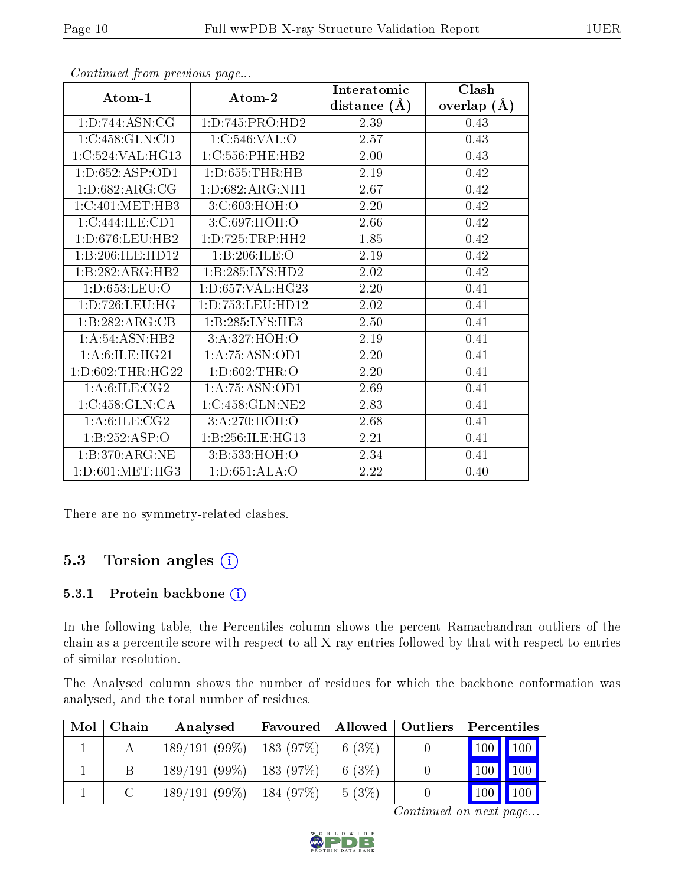*Continued from previous page...*

| Atom-1 | Atom-2 | Interatomic distance (Å) | Clash overlap (Å) |
|---|---|---|---|
| 1:D:744:ASN:CG | 1:D:745:PRO:HD2 | 2.39 | 0.43 |
| 1:C:458:GLN:CD | 1:C:546:VAL:O | 2.57 | 0.43 |
| 1:C:524:VAL:HG13 | 1:C:556:PHE:HB2 | 2.00 | 0.43 |
| 1:D:652:ASP:OD1 | 1:D:655:THR:HB | 2.19 | 0.42 |
| 1:D:682:ARG:CG | 1:D:682:ARG:NH1 | 2.67 | 0.42 |
| 1:C:401:MET:HB3 | 3:C:603:HOH:O | 2.20 | 0.42 |
| 1:C:444:ILE:CD1 | 3:C:697:HOH:O | 2.66 | 0.42 |
| 1:D:676:LEU:HB2 | 1:D:725:TRP:HH2 | 1.85 | 0.42 |
| 1:B:206:ILE:HD12 | 1:B:206:ILE:O | 2.19 | 0.42 |
| 1:B:282:ARG:HB2 | 1:B:285:LYS:HD2 | 2.02 | 0.42 |
| 1:D:653:LEU:O | 1:D:657:VAL:HG23 | 2.20 | 0.41 |
| 1:D:726:LEU:HG | 1:D:753:LEU:HD12 | 2.02 | 0.41 |
| 1:B:282:ARG:CB | 1:B:285:LYS:HE3 | 2.50 | 0.41 |
| 1:A:54:ASN:HB2 | 3:A:327:HOH:O | 2.19 | 0.41 |
| 1:A:6:ILE:HG21 | 1:A:75:ASN:OD1 | 2.20 | 0.41 |
| 1:D:602:THR:HG22 | 1:D:602:THR:O | 2.20 | 0.41 |
| 1:A:6:ILE:CG2 | 1:A:75:ASN:OD1 | 2.69 | 0.41 |
| 1:C:458:GLN:CA | 1:C:458:GLN:NE2 | 2.83 | 0.41 |
| 1:A:6:ILE:CG2 | 3:A:270:HOH:O | 2.68 | 0.41 |
| 1:B:252:ASP:O | 1:B:256:ILE:HG13 | 2.21 | 0.41 |
| 1:B:370:ARG:NE | 3:B:533:HOH:O | 2.34 | 0.41 |
| 1:D:601:MET:HG3 | 1:D:651:ALA:O | 2.22 | 0.40 |

There are no symmetry-related clashes.

## 5.3 Torsion angles

### 5.3.1 Protein backbone

In the following table, the Percentiles column shows the percent Ramachandran outliers of the chain as a percentile score with respect to all X-ray entries followed by that with respect to entries of similar resolution.

The Analysed column shows the number of residues for which the backbone conformation was analysed, and the total number of residues.

| Mol | Chain | Analysed | Favoured | Allowed | Outliers | Percentiles | |
|---|---|---|---|---|---|---|---|
| 1 | A | 189/191 (99%) | 183 (97%) | 6 (3%) | 0 | 100 | 100 |
| 1 | B | 189/191 (99%) | 183 (97%) | 6 (3%) | 0 | 100 | 100 |
| 1 | C | 189/191 (99%) | 184 (97%) | 5 (3%) | 0 | 100 | 100 |

*Continued on next page...*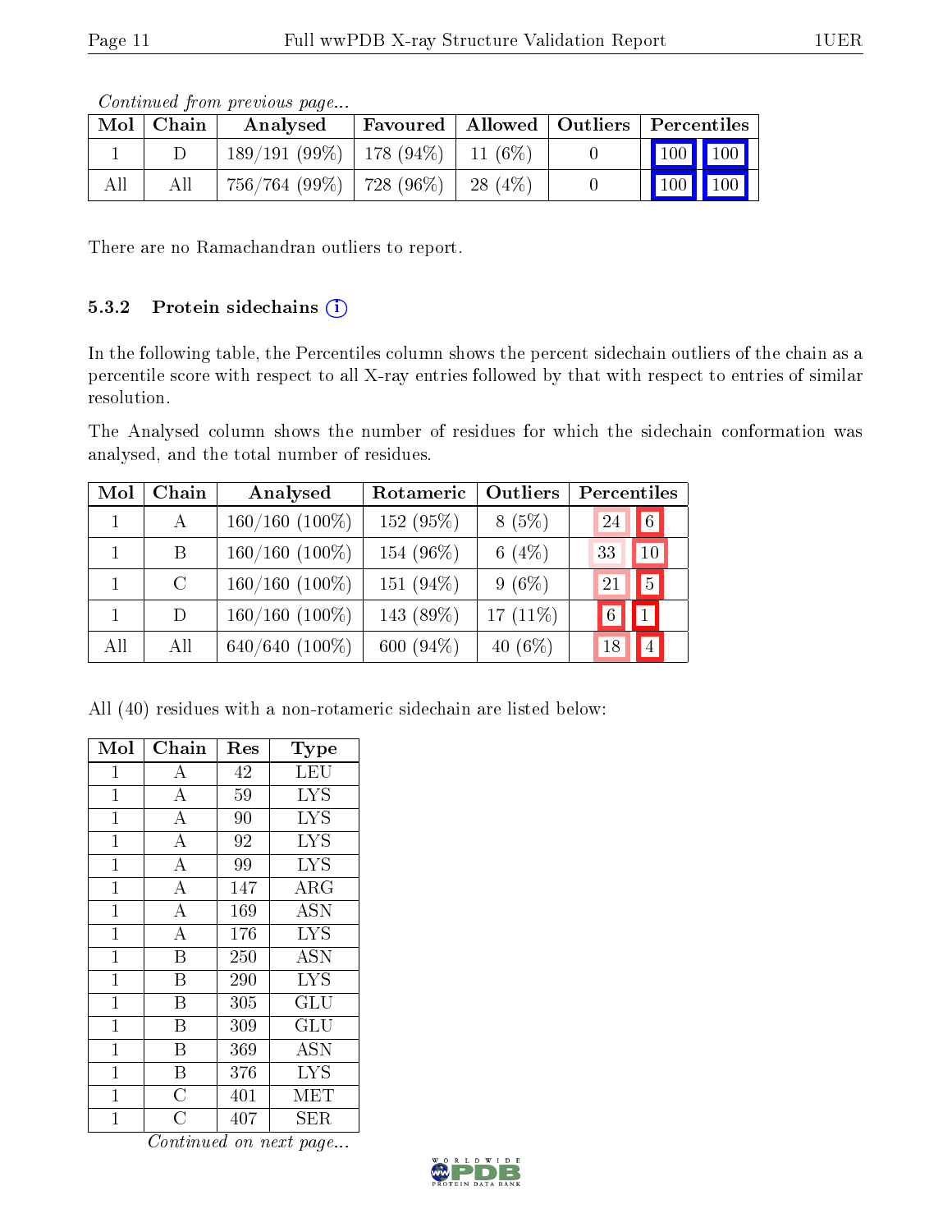*Continued from previous page...*

| Mol | Chain | Analysed | Favoured | Allowed | Outliers | Percentiles | |
|---|---|---|---|---|---|---|---|
| 1 | D | 189/191 (99%) | 178 (94%) | 11 (6%) | 0 | 100 | 100 |
| All | All | 756/764 (99%) | 728 (96%) | 28 (4%) | 0 | 100 | 100 |

There are no Ramachandran outliers to report.

### 5.3.2 Protein sidechains

In the following table, the Percentiles column shows the percent sidechain outliers of the chain as a percentile score with respect to all X-ray entries followed by that with respect to entries of similar resolution.

The Analysed column shows the number of residues for which the sidechain conformation was analysed, and the total number of residues.

| Mol | Chain | Analysed | Rotameric | Outliers | Percentiles | |
|---|---|---|---|---|---|---|
| 1 | A | 160/160 (100%) | 152 (95%) | 8 (5%) | 24 | 6 |
| 1 | B | 160/160 (100%) | 154 (96%) | 6 (4%) | 33 | 10 |
| 1 | C | 160/160 (100%) | 151 (94%) | 9 (6%) | 21 | 5 |
| 1 | D | 160/160 (100%) | 143 (89%) | 17 (11%) | 6 | 1 |
| All | All | 640/640 (100%) | 600 (94%) | 40 (6%) | 18 | 4 |

All (40) residues with a non-rotameric sidechain are listed below:

| Mol | Chain | Res | Type |
|---|---|---|---|
| 1 | A | 42 | LEU |
| 1 | A | 59 | LYS |
| 1 | A | 90 | LYS |
| 1 | A | 92 | LYS |
| 1 | A | 99 | LYS |
| 1 | A | 147 | ARG |
| 1 | A | 169 | ASN |
| 1 | A | 176 | LYS |
| 1 | B | 250 | ASN |
| 1 | B | 290 | LYS |
| 1 | B | 305 | GLU |
| 1 | B | 309 | GLU |
| 1 | B | 369 | ASN |
| 1 | B | 376 | LYS |
| 1 | C | 401 | MET |
| 1 | C | 407 | SER |

*Continued on next page...*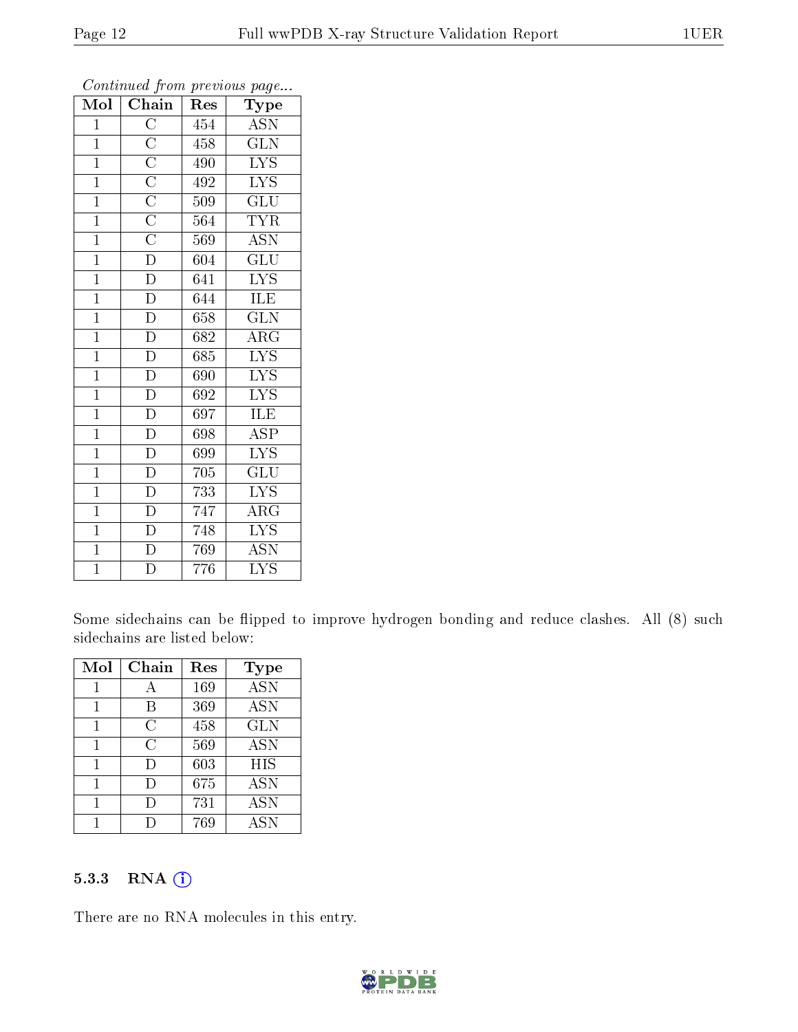*Continued from previous page...*

| Mol | Chain | Res | Type |
|---|---|---|---|
| 1 | C | 454 | ASN |
| 1 | C | 458 | GLN |
| 1 | C | 490 | LYS |
| 1 | C | 492 | LYS |
| 1 | C | 509 | GLU |
| 1 | C | 564 | TYR |
| 1 | C | 569 | ASN |
| 1 | D | 604 | GLU |
| 1 | D | 641 | LYS |
| 1 | D | 644 | ILE |
| 1 | D | 658 | GLN |
| 1 | D | 682 | ARG |
| 1 | D | 685 | LYS |
| 1 | D | 690 | LYS |
| 1 | D | 692 | LYS |
| 1 | D | 697 | ILE |
| 1 | D | 698 | ASP |
| 1 | D | 699 | LYS |
| 1 | D | 705 | GLU |
| 1 | D | 733 | LYS |
| 1 | D | 747 | ARG |
| 1 | D | 748 | LYS |
| 1 | D | 769 | ASN |
| 1 | D | 776 | LYS |

Some sidechains can be flipped to improve hydrogen bonding and reduce clashes. All (8) such sidechains are listed below:

| Mol | Chain | Res | Type |
|---|---|---|---|
| 1 | A | 169 | ASN |
| 1 | B | 369 | ASN |
| 1 | C | 458 | GLN |
| 1 | C | 569 | ASN |
| 1 | D | 603 | HIS |
| 1 | D | 675 | ASN |
| 1 | D | 731 | ASN |
| 1 | D | 769 | ASN |

### 5.3.3 RNA

There are no RNA molecules in this entry.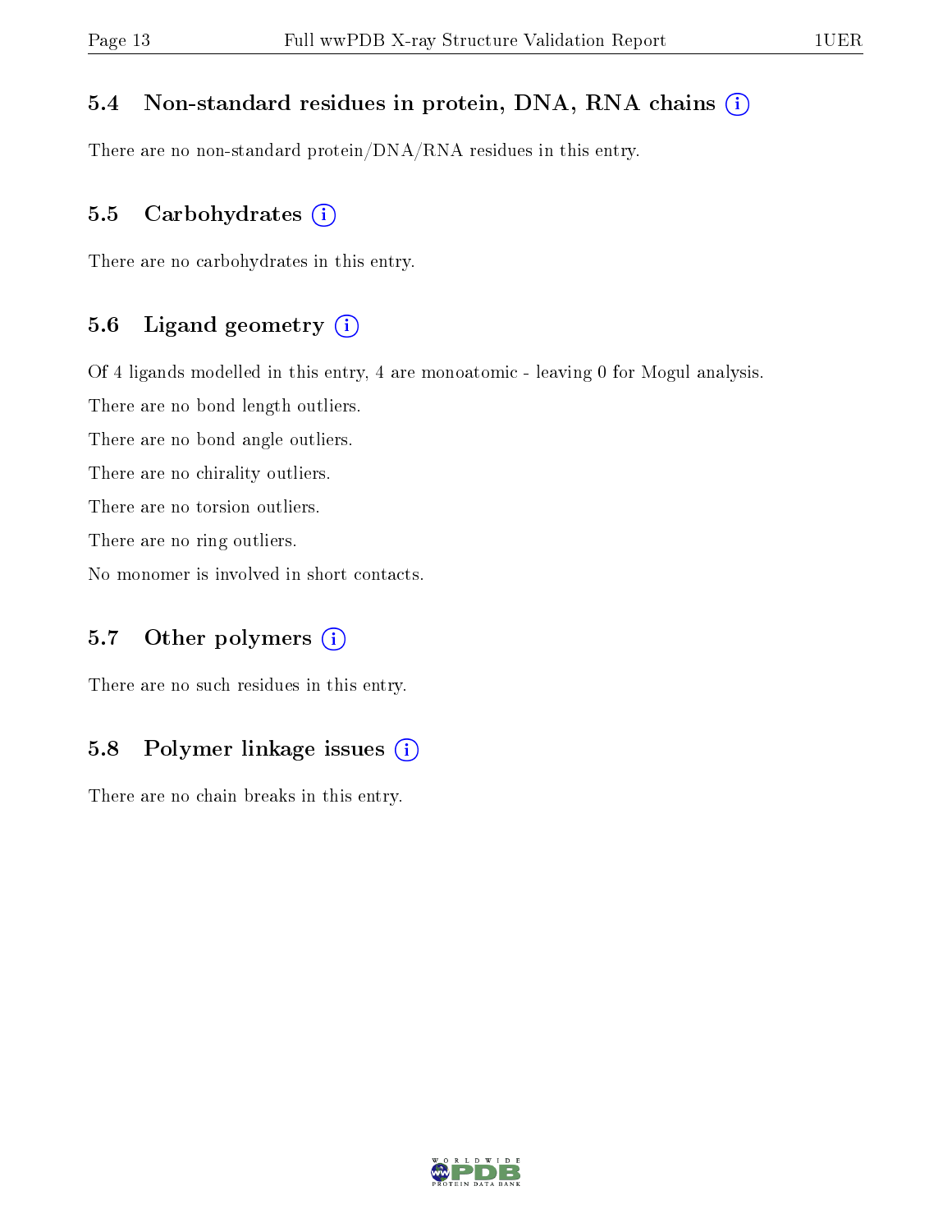### 5.4 Non-standard residues in protein, DNA, RNA chains (i)

There are no non-standard protein/DNA/RNA residues in this entry.

### 5.5 Carbohydrates (i)

There are no carbohydrates in this entry.

### 5.6 Ligand geometry (i)

Of 4 ligands modelled in this entry, 4 are monoatomic - leaving 0 for Mogul analysis.

There are no bond length outliers.

There are no bond angle outliers.

There are no chirality outliers.

There are no torsion outliers.

There are no ring outliers.

No monomer is involved in short contacts.

### 5.7 Other polymers (i)

There are no such residues in this entry.

### 5.8 Polymer linkage issues (i)

There are no chain breaks in this entry.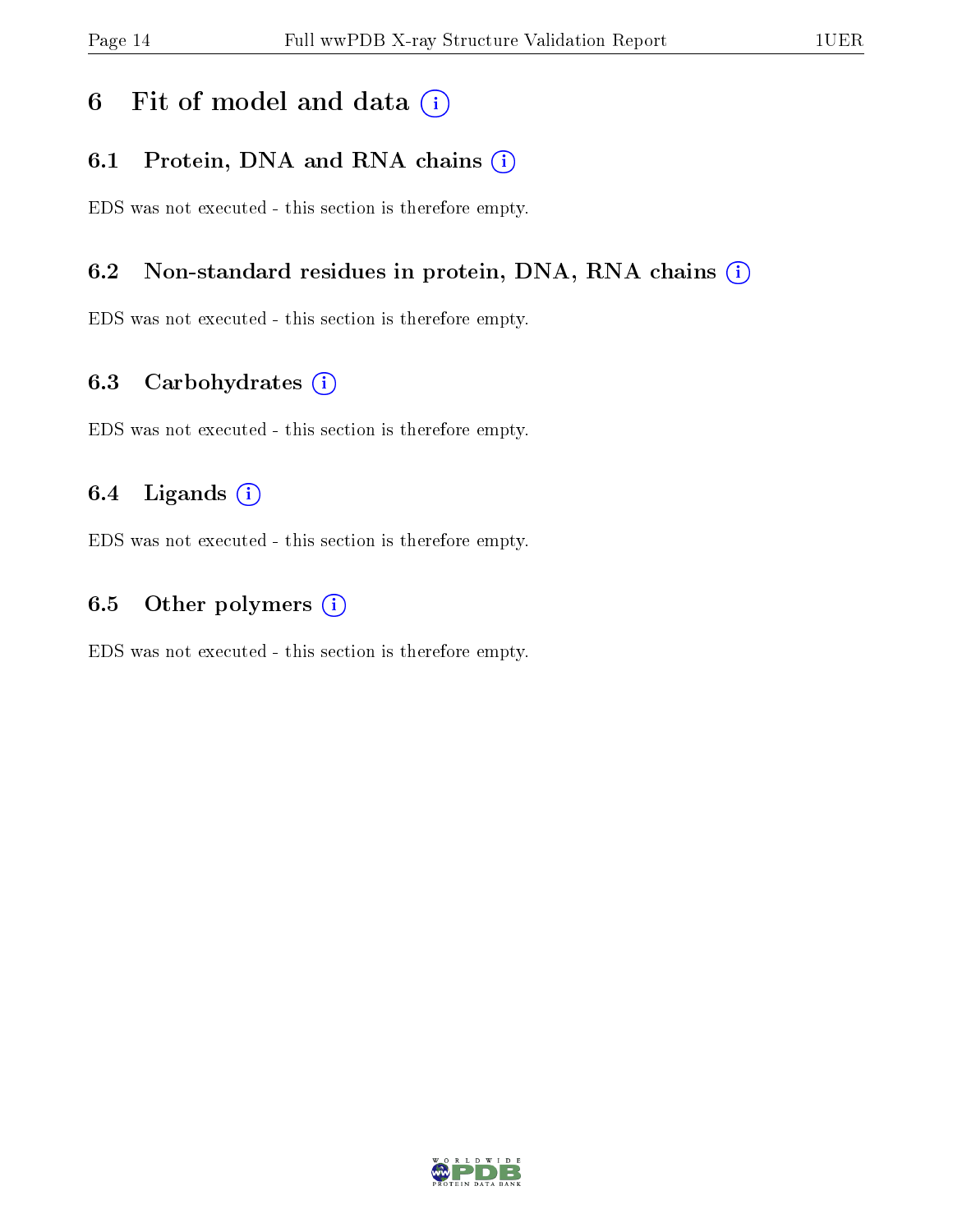# 6 Fit of model and data

## 6.1 Protein, DNA and RNA chains

EDS was not executed - this section is therefore empty.

## 6.2 Non-standard residues in protein, DNA, RNA chains

EDS was not executed - this section is therefore empty.

## 6.3 Carbohydrates

EDS was not executed - this section is therefore empty.

## 6.4 Ligands

EDS was not executed - this section is therefore empty.

## 6.5 Other polymers

EDS was not executed - this section is therefore empty.